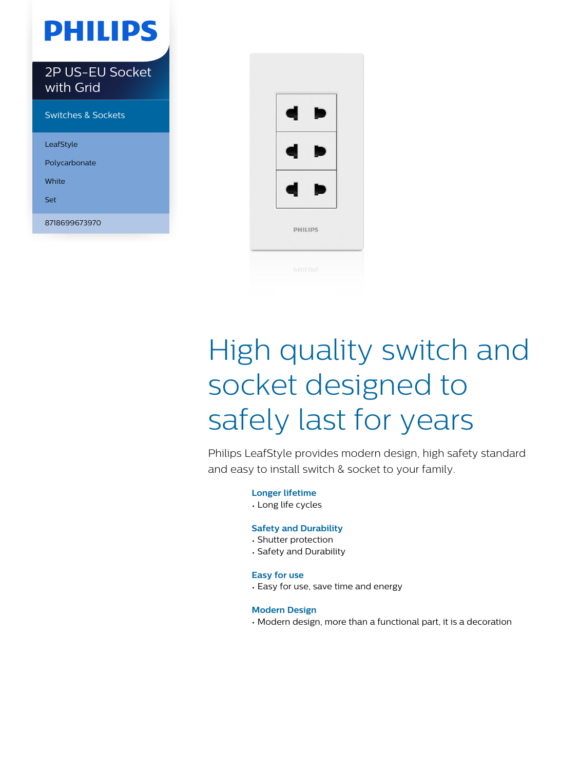PHILIPS

# 2P US-EU Socket with Grid

Switches & Sockets

LeafStyle

Polycarbonate

White

Set

8718699673970

# High quality switch and socket designed to safely last for years

Philips LeafStyle provides modern design, high safety standard and easy to install switch & socket to your family.

### Longer lifetime

- Long life cycles

### Safety and Durability

- Shutter protection
- Safety and Durability

### Easy for use

- Easy for use, save time and energy

### Modern Design

- Modern design, more than a functional part, it is a decoration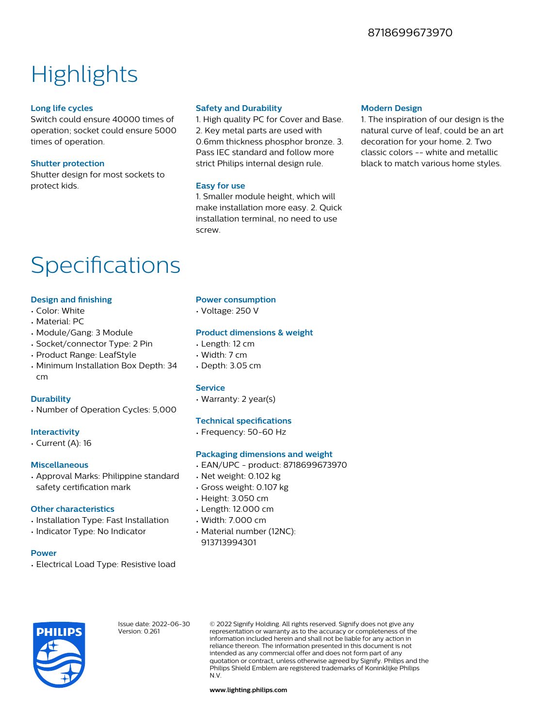8718699673970

# Highlights

### Long life cycles

Switch could ensure 40000 times of operation; socket could ensure 5000 times of operation.

### Shutter protection

Shutter design for most sockets to protect kids.

### Safety and Durability

1. High quality PC for Cover and Base. 2. Key metal parts are used with 0.6mm thickness phosphor bronze. 3. Pass IEC standard and follow more strict Philips internal design rule.

### Easy for use

1. Smaller module height, which will make installation more easy. 2. Quick installation terminal, no need to use screw.

### Modern Design

1. The inspiration of our design is the natural curve of leaf, could be an art decoration for your home. 2. Two classic colors -- white and metallic black to match various home styles.

# Specifications

### Design and finishing

- Color: White
- Material: PC
- Module/Gang: 3 Module
- Socket/connector Type: 2 Pin
- Product Range: LeafStyle
- Minimum Installation Box Depth: 34 cm

### Durability

- Number of Operation Cycles: 5,000

### Interactivity

- Current (A): 16

### Miscellaneous

- Approval Marks: Philippine standard safety certification mark

### Other characteristics

- Installation Type: Fast Installation
- Indicator Type: No Indicator

### Power

- Electrical Load Type: Resistive load

### Power consumption

- Voltage: 250 V

### Product dimensions & weight

- Length: 12 cm
- Width: 7 cm
- Depth: 3.05 cm

### Service

- Warranty: 2 year(s)

### Technical specifications

- Frequency: 50-60 Hz

### Packaging dimensions and weight

- EAN/UPC - product: 8718699673970
- Net weight: 0.102 kg
- Gross weight: 0.107 kg
- Height: 3.050 cm
- Length: 12.000 cm
- Width: 7.000 cm
- Material number (12NC): 913713994301

Issue date: 2022-06-30
Version: 0.261

© 2022 Signify Holding. All rights reserved. Signify does not give any representation or warranty as to the accuracy or completeness of the information included herein and shall not be liable for any action in reliance thereon. The information presented in this document is not intended as any commercial offer and does not form part of any quotation or contract, unless otherwise agreed by Signify. Philips and the Philips Shield Emblem are registered trademarks of Koninklijke Philips N.V.

**www.lighting.philips.com**